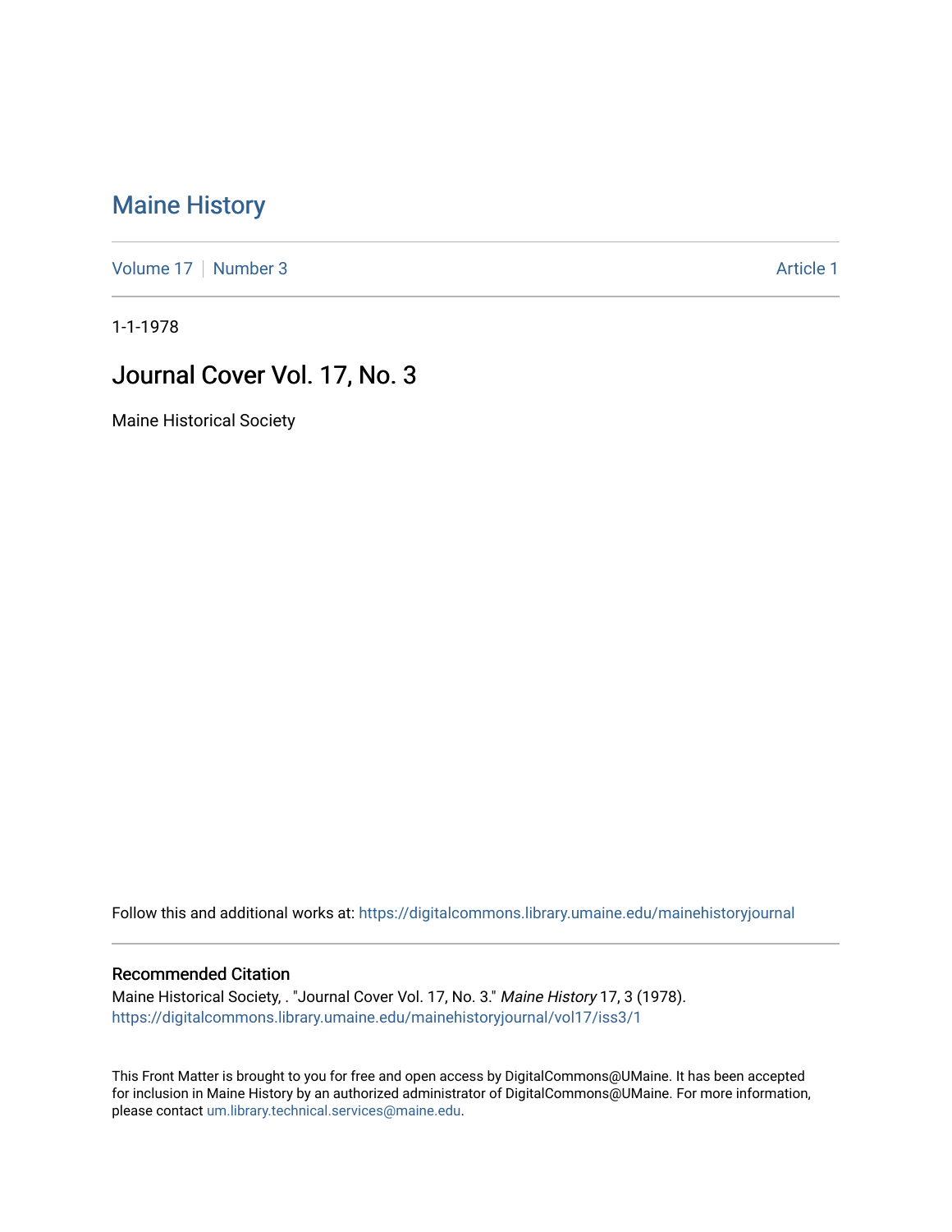# Maine History

Volume 17 | Number 3 Article 1

1-1-1978

## Journal Cover Vol. 17, No. 3

Maine Historical Society

Follow this and additional works at: https://digitalcommons.library.umaine.edu/mainehistoryjournal

### Recommended Citation

Maine Historical Society, . "Journal Cover Vol. 17, No. 3." *Maine History* 17, 3 (1978).
https://digitalcommons.library.umaine.edu/mainehistoryjournal/vol17/iss3/1

This Front Matter is brought to you for free and open access by DigitalCommons@UMaine. It has been accepted for inclusion in Maine History by an authorized administrator of DigitalCommons@UMaine. For more information, please contact um.library.technical.services@maine.edu.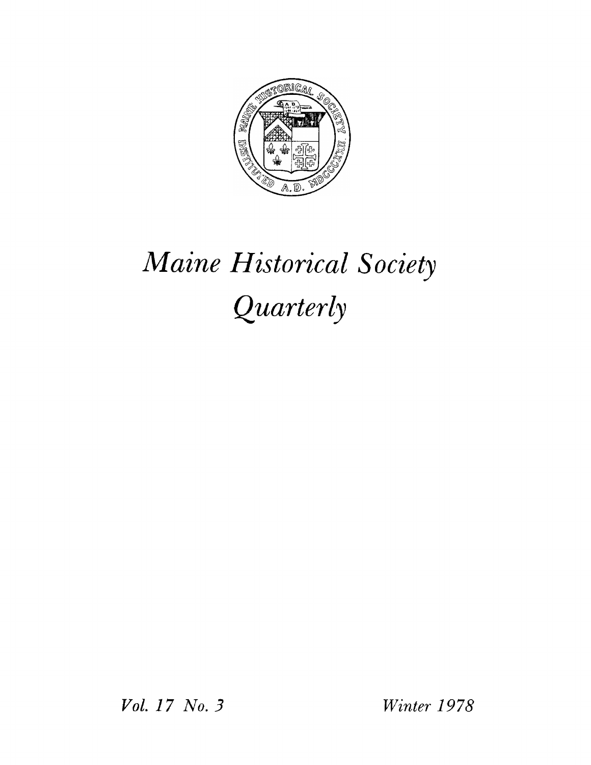# *Maine Historical Society Quarterly*

*Vol. 17 No. 3* *Winter 1978*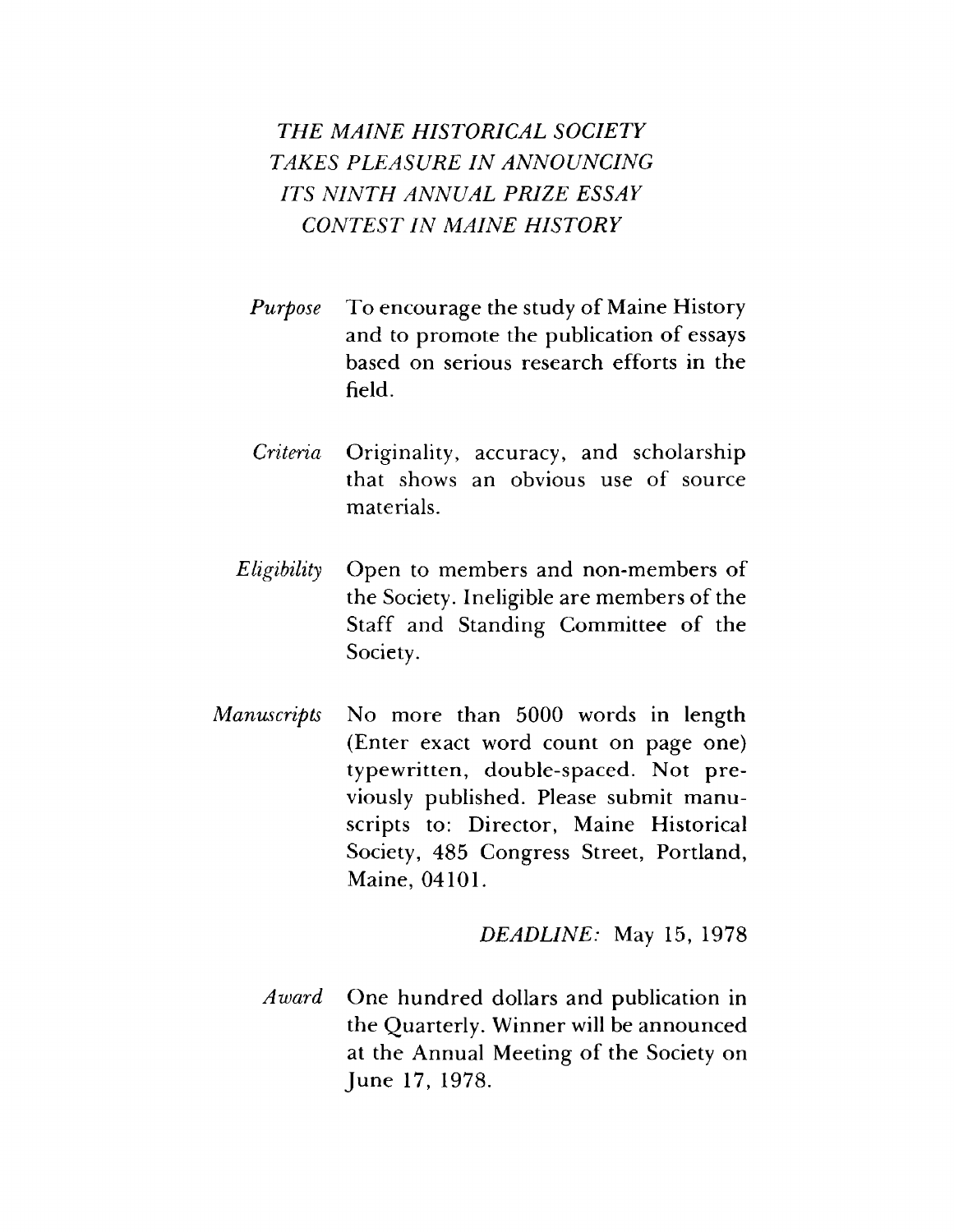*THE MAINE HISTORICAL SOCIETY TAKES PLEASURE IN ANNOUNCING ITS NINTH ANNUAL PRIZE ESSAY CONTEST IN MAINE HISTORY*

*Purpose* To encourage the study of Maine History and to promote the publication of essays based on serious research efforts in the field.

*Criteria* Originality, accuracy, and scholarship that shows an obvious use of source materials.

*Eligibility* Open to members and non-members of the Society. Ineligible are members of the Staff and Standing Committee of the Society.

*Manuscripts* No more than 5000 words in length (Enter exact word count on page one) typewritten, double-spaced. Not previously published. Please submit manuscripts to: Director, Maine Historical Society, 485 Congress Street, Portland, Maine, 04101.

*DEADLINE:* May 15, 1978

*Award* One hundred dollars and publication in the Quarterly. Winner will be announced at the Annual Meeting of the Society on June 17, 1978.